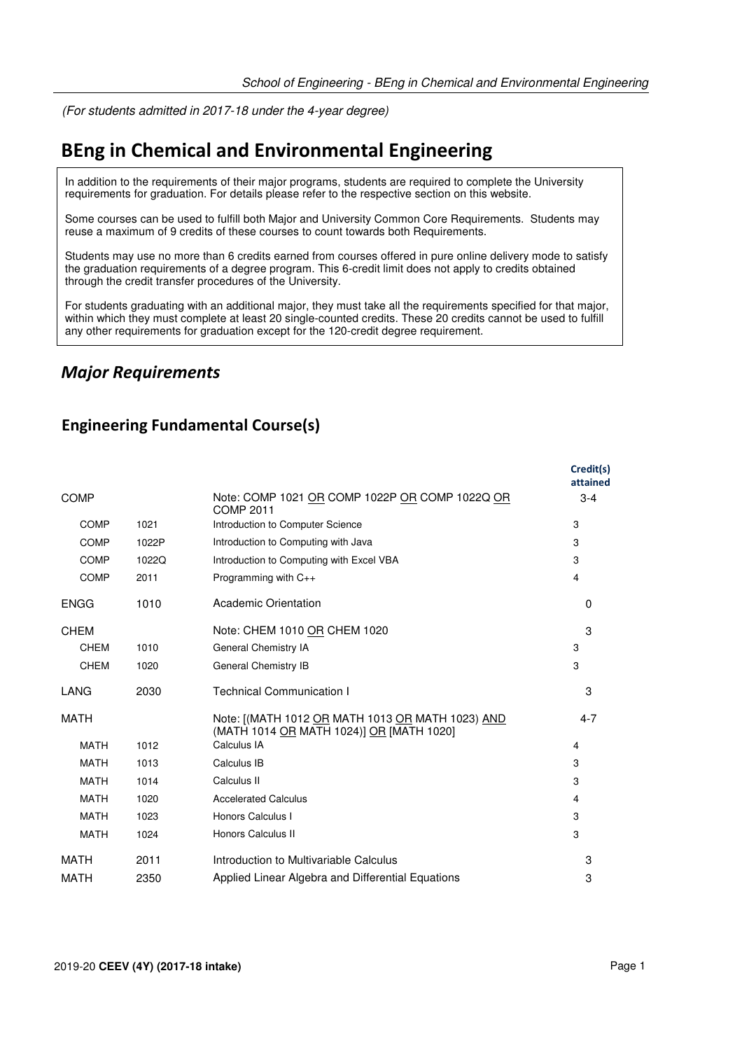*(For students admitted in 2017-18 under the 4-year degree)*

# BEng in Chemical and Environmental Engineering

In addition to the requirements of their major programs, students are required to complete the University requirements for graduation. For details please refer to the respective section on this website.

Some courses can be used to fulfill both Major and University Common Core Requirements. Students may reuse a maximum of 9 credits of these courses to count towards both Requirements.

Students may use no more than 6 credits earned from courses offered in pure online delivery mode to satisfy the graduation requirements of a degree program. This 6-credit limit does not apply to credits obtained through the credit transfer procedures of the University.

For students graduating with an additional major, they must take all the requirements specified for that major, within which they must complete at least 20 single-counted credits. These 20 credits cannot be used to fulfill any other requirements for graduation except for the 120-credit degree requirement.

## *Major Requirements*

### Engineering Fundamental Course(s)

| | | | Credit(s) attained |
|---|---|---|---|
| COMP | | Note: COMP 1021 OR COMP 1022P OR COMP 1022Q OR COMP 2011 | 3-4 |
| COMP | 1021 | Introduction to Computer Science | 3 |
| COMP | 1022P | Introduction to Computing with Java | 3 |
| COMP | 1022Q | Introduction to Computing with Excel VBA | 3 |
| COMP | 2011 | Programming with C++ | 4 |
| ENGG | 1010 | Academic Orientation | 0 |
| CHEM | | Note: CHEM 1010 OR CHEM 1020 | 3 |
| CHEM | 1010 | General Chemistry IA | 3 |
| CHEM | 1020 | General Chemistry IB | 3 |
| LANG | 2030 | Technical Communication I | 3 |
| MATH | | Note: [(MATH 1012 OR MATH 1013 OR MATH 1023) AND (MATH 1014 OR MATH 1024)] OR [MATH 1020] | 4-7 |
| MATH | 1012 | Calculus IA | 4 |
| MATH | 1013 | Calculus IB | 3 |
| MATH | 1014 | Calculus II | 3 |
| MATH | 1020 | Accelerated Calculus | 4 |
| MATH | 1023 | Honors Calculus I | 3 |
| MATH | 1024 | Honors Calculus II | 3 |
| MATH | 2011 | Introduction to Multivariable Calculus | 3 |
| MATH | 2350 | Applied Linear Algebra and Differential Equations | 3 |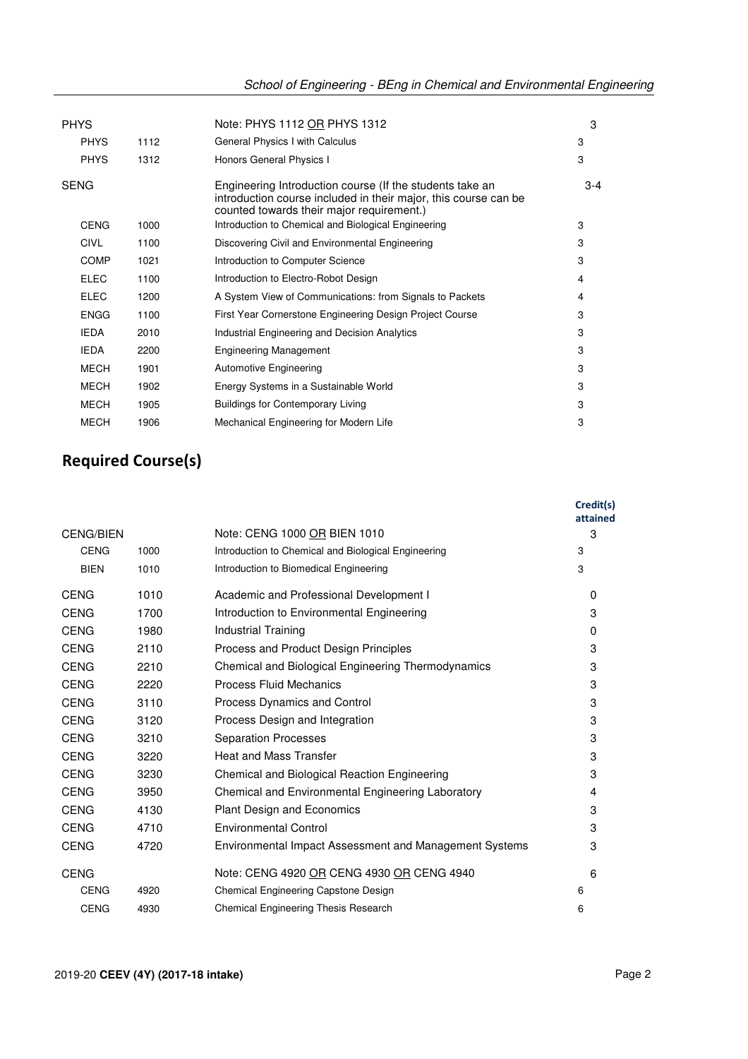| | | | |
|---|---|---|---|
| PHYS | | Note: PHYS 1112 OR PHYS 1312 | 3 |
| PHYS | 1112 | General Physics I with Calculus | 3 |
| PHYS | 1312 | Honors General Physics I | 3 |
| SENG | | Engineering Introduction course (If the students take an introduction course included in their major, this course can be counted towards their major requirement.) | 3-4 |
| CENG | 1000 | Introduction to Chemical and Biological Engineering | 3 |
| CIVL | 1100 | Discovering Civil and Environmental Engineering | 3 |
| COMP | 1021 | Introduction to Computer Science | 3 |
| ELEC | 1100 | Introduction to Electro-Robot Design | 4 |
| ELEC | 1200 | A System View of Communications: from Signals to Packets | 4 |
| ENGG | 1100 | First Year Cornerstone Engineering Design Project Course | 3 |
| IEDA | 2010 | Industrial Engineering and Decision Analytics | 3 |
| IEDA | 2200 | Engineering Management | 3 |
| MECH | 1901 | Automotive Engineering | 3 |
| MECH | 1902 | Energy Systems in a Sustainable World | 3 |
| MECH | 1905 | Buildings for Contemporary Living | 3 |
| MECH | 1906 | Mechanical Engineering for Modern Life | 3 |

## Required Course(s)

| | | | Credit(s) attained |
|---|---|---|---|
| CENG/BIEN | | Note: CENG 1000 OR BIEN 1010 | 3 |
| CENG | 1000 | Introduction to Chemical and Biological Engineering | 3 |
| BIEN | 1010 | Introduction to Biomedical Engineering | 3 |
| CENG | 1010 | Academic and Professional Development I | 0 |
| CENG | 1700 | Introduction to Environmental Engineering | 3 |
| CENG | 1980 | Industrial Training | 0 |
| CENG | 2110 | Process and Product Design Principles | 3 |
| CENG | 2210 | Chemical and Biological Engineering Thermodynamics | 3 |
| CENG | 2220 | Process Fluid Mechanics | 3 |
| CENG | 3110 | Process Dynamics and Control | 3 |
| CENG | 3120 | Process Design and Integration | 3 |
| CENG | 3210 | Separation Processes | 3 |
| CENG | 3220 | Heat and Mass Transfer | 3 |
| CENG | 3230 | Chemical and Biological Reaction Engineering | 3 |
| CENG | 3950 | Chemical and Environmental Engineering Laboratory | 4 |
| CENG | 4130 | Plant Design and Economics | 3 |
| CENG | 4710 | Environmental Control | 3 |
| CENG | 4720 | Environmental Impact Assessment and Management Systems | 3 |
| CENG | | Note: CENG 4920 OR CENG 4930 OR CENG 4940 | 6 |
| CENG | 4920 | Chemical Engineering Capstone Design | 6 |
| CENG | 4930 | Chemical Engineering Thesis Research | 6 |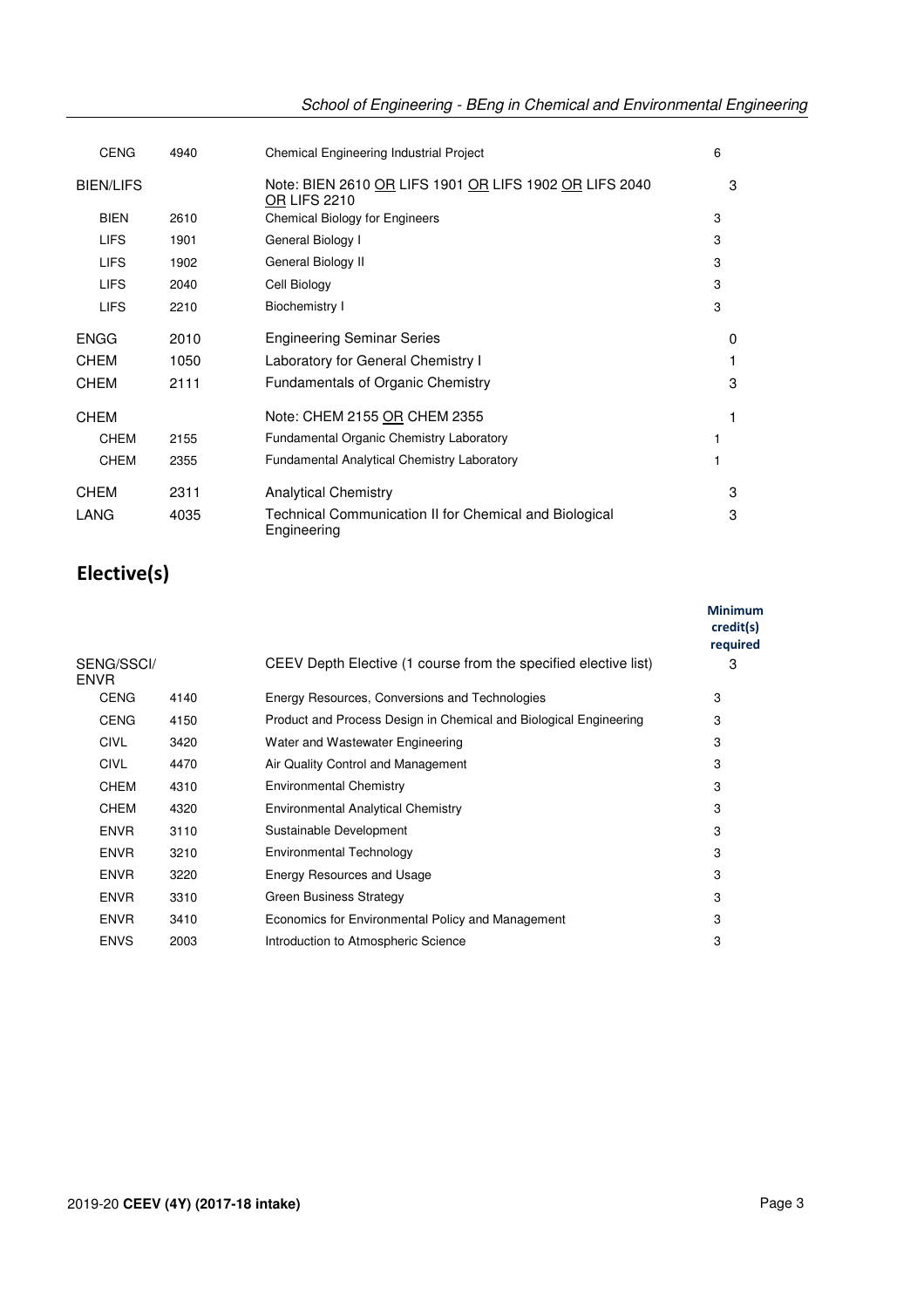| | | | |
|---|---|---|---|
| CENG | 4940 | Chemical Engineering Industrial Project | 6 |
| BIEN/LIFS | | Note: BIEN 2610 OR LIFS 1901 OR LIFS 1902 OR LIFS 2040 OR LIFS 2210 | 3 |
| BIEN | 2610 | Chemical Biology for Engineers | 3 |
| LIFS | 1901 | General Biology I | 3 |
| LIFS | 1902 | General Biology II | 3 |
| LIFS | 2040 | Cell Biology | 3 |
| LIFS | 2210 | Biochemistry I | 3 |
| ENGG | 2010 | Engineering Seminar Series | 0 |
| CHEM | 1050 | Laboratory for General Chemistry I | 1 |
| CHEM | 2111 | Fundamentals of Organic Chemistry | 3 |
| CHEM | | Note: CHEM 2155 OR CHEM 2355 | 1 |
| CHEM | 2155 | Fundamental Organic Chemistry Laboratory | 1 |
| CHEM | 2355 | Fundamental Analytical Chemistry Laboratory | 1 |
| CHEM | 2311 | Analytical Chemistry | 3 |
| LANG | 4035 | Technical Communication II for Chemical and Biological Engineering | 3 |

## Elective(s)

| | | | Minimum credit(s) required |
|---|---|---|---|
| SENG/SSCI/ENVR | | CEEV Depth Elective (1 course from the specified elective list) | 3 |
| CENG | 4140 | Energy Resources, Conversions and Technologies | 3 |
| CENG | 4150 | Product and Process Design in Chemical and Biological Engineering | 3 |
| CIVL | 3420 | Water and Wastewater Engineering | 3 |
| CIVL | 4470 | Air Quality Control and Management | 3 |
| CHEM | 4310 | Environmental Chemistry | 3 |
| CHEM | 4320 | Environmental Analytical Chemistry | 3 |
| ENVR | 3110 | Sustainable Development | 3 |
| ENVR | 3210 | Environmental Technology | 3 |
| ENVR | 3220 | Energy Resources and Usage | 3 |
| ENVR | 3310 | Green Business Strategy | 3 |
| ENVR | 3410 | Economics for Environmental Policy and Management | 3 |
| ENVS | 2003 | Introduction to Atmospheric Science | 3 |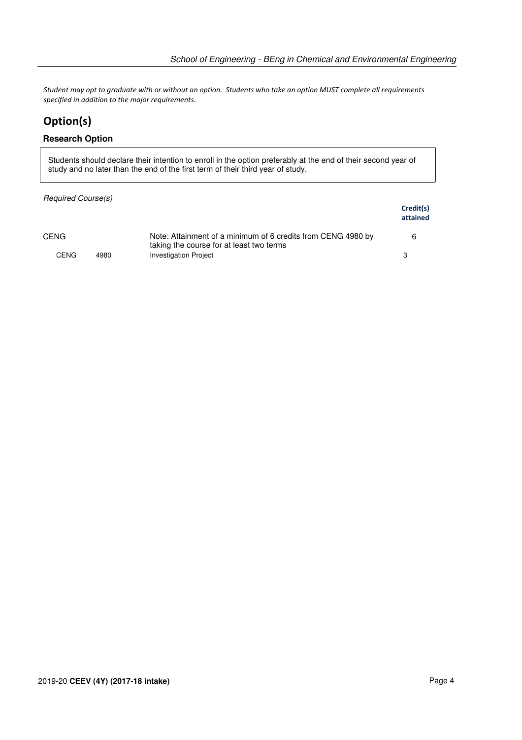*Student may opt to graduate with or without an option. Students who take an option MUST complete all requirements specified in addition to the major requirements.*

## Option(s)

### Research Option

Students should declare their intention to enroll in the option preferably at the end of their second year of study and no later than the end of the first term of their third year of study.

*Required Course(s)*

| | | | Credit(s) attained |
|---|---|---|---|
| CENG | | Note: Attainment of a minimum of 6 credits from CENG 4980 by taking the course for at least two terms | 6 |
| CENG | 4980 | Investigation Project | 3 |